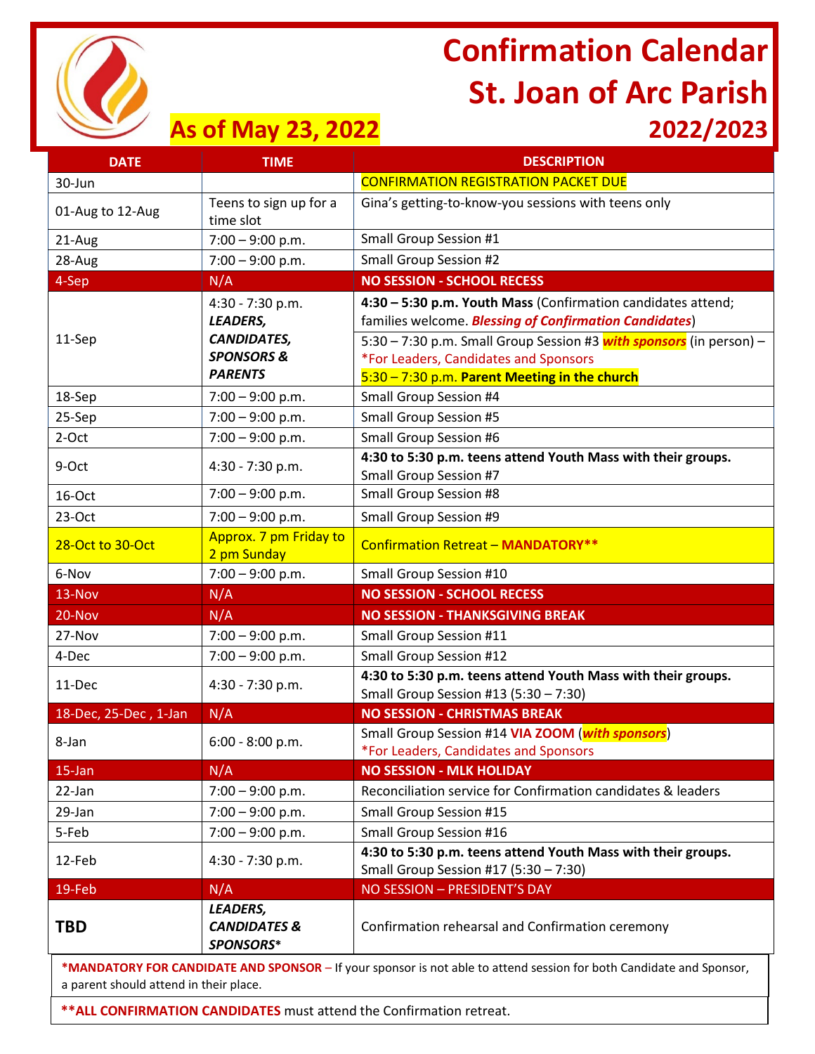# Confirmation Calendar
# St. Joan of Arc Parish
## 2022/2023

**As of May 23, 2022**

| DATE | TIME | DESCRIPTION |
|---|---|---|
| 30-Jun | | CONFIRMATION REGISTRATION PACKET DUE |
| 01-Aug to 12-Aug | Teens to sign up for a time slot | Gina's getting-to-know-you sessions with teens only |
| 21-Aug | 7:00 – 9:00 p.m. | Small Group Session #1 |
| 28-Aug | 7:00 – 9:00 p.m. | Small Group Session #2 |
| 4-Sep | N/A | **NO SESSION - SCHOOL RECESS** |
| 11-Sep | 4:30 - 7:30 p.m. ***LEADERS, CANDIDATES, SPONSORS & PARENTS*** | **4:30 – 5:30 p.m. Youth Mass** (Confirmation candidates attend; families welcome. ***Blessing of Confirmation Candidates***)<br>5:30 – 7:30 p.m. Small Group Session #3 ***with sponsors*** (in person) – *For Leaders, Candidates and Sponsors<br>5:30 – 7:30 p.m. **Parent Meeting in the church** |
| 18-Sep | 7:00 – 9:00 p.m. | Small Group Session #4 |
| 25-Sep | 7:00 – 9:00 p.m. | Small Group Session #5 |
| 2-Oct | 7:00 – 9:00 p.m. | Small Group Session #6 |
| 9-Oct | 4:30 - 7:30 p.m. | **4:30 to 5:30 p.m. teens attend Youth Mass with their groups.** Small Group Session #7 |
| 16-Oct | 7:00 – 9:00 p.m. | Small Group Session #8 |
| 23-Oct | 7:00 – 9:00 p.m. | Small Group Session #9 |
| 28-Oct to 30-Oct | Approx. 7 pm Friday to 2 pm Sunday | Confirmation Retreat – **MANDATORY**** |
| 6-Nov | 7:00 – 9:00 p.m. | Small Group Session #10 |
| 13-Nov | N/A | **NO SESSION - SCHOOL RECESS** |
| 20-Nov | N/A | **NO SESSION - THANKSGIVING BREAK** |
| 27-Nov | 7:00 – 9:00 p.m. | Small Group Session #11 |
| 4-Dec | 7:00 – 9:00 p.m. | Small Group Session #12 |
| 11-Dec | 4:30 - 7:30 p.m. | **4:30 to 5:30 p.m. teens attend Youth Mass with their groups.** Small Group Session #13 (5:30 – 7:30) |
| 18-Dec, 25-Dec , 1-Jan | N/A | **NO SESSION - CHRISTMAS BREAK** |
| 8-Jan | 6:00 - 8:00 p.m. | Small Group Session #14 **VIA ZOOM** (***with sponsors***)<br>*For Leaders, Candidates and Sponsors |
| 15-Jan | N/A | **NO SESSION - MLK HOLIDAY** |
| 22-Jan | 7:00 – 9:00 p.m. | Reconciliation service for Confirmation candidates & leaders |
| 29-Jan | 7:00 – 9:00 p.m. | Small Group Session #15 |
| 5-Feb | 7:00 – 9:00 p.m. | Small Group Session #16 |
| 12-Feb | 4:30 - 7:30 p.m. | **4:30 to 5:30 p.m. teens attend Youth Mass with their groups.** Small Group Session #17 (5:30 – 7:30) |
| 19-Feb | N/A | NO SESSION – PRESIDENT'S DAY |
| **TBD** | ***LEADERS, CANDIDATES & SPONSORS**** | Confirmation rehearsal and Confirmation ceremony |

**\*MANDATORY FOR CANDIDATE AND SPONSOR** – If your sponsor is not able to attend session for both Candidate and Sponsor, a parent should attend in their place.

**\*\*ALL CONFIRMATION CANDIDATES** must attend the Confirmation retreat.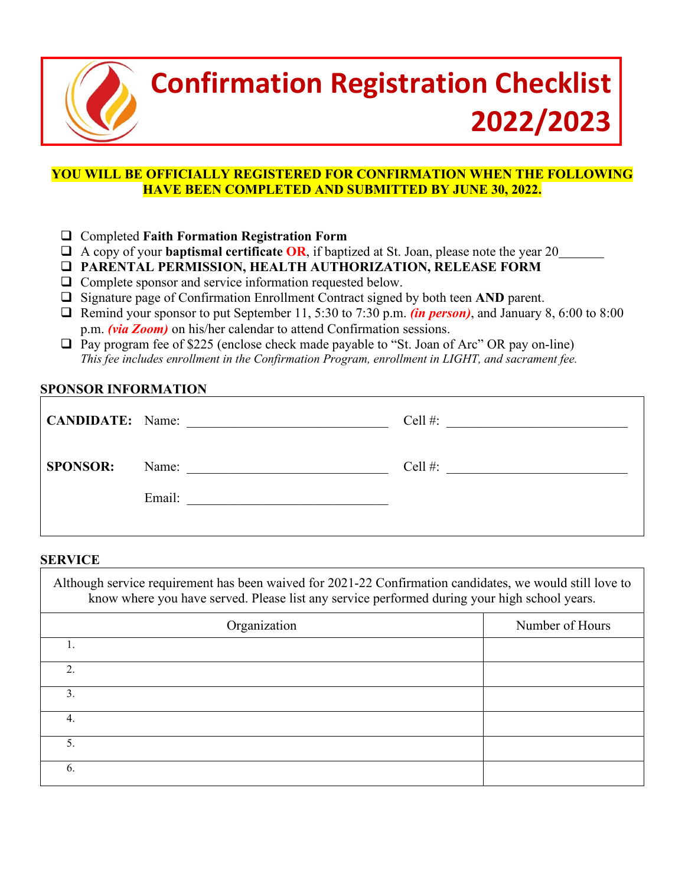# Confirmation Registration Checklist 2022/2023

**YOU WILL BE OFFICIALLY REGISTERED FOR CONFIRMATION WHEN THE FOLLOWING HAVE BEEN COMPLETED AND SUBMITTED BY JUNE 30, 2022.**

- ❑ Completed **Faith Formation Registration Form**
- ❑ A copy of your **baptismal certificate OR**, if baptized at St. Joan, please note the year 20_______
- ❑ **PARENTAL PERMISSION, HEALTH AUTHORIZATION, RELEASE FORM**
- ❑ Complete sponsor and service information requested below.
- ❑ Signature page of Confirmation Enrollment Contract signed by both teen **AND** parent.
- ❑ Remind your sponsor to put September 11, 5:30 to 7:30 p.m. ***(in person)***, and January 8, 6:00 to 8:00 p.m. ***(via Zoom)*** on his/her calendar to attend Confirmation sessions.
- ❑ Pay program fee of $225 (enclose check made payable to "St. Joan of Arc" OR pay on-line)
  *This fee includes enrollment in the Confirmation Program, enrollment in LIGHT, and sacrament fee.*

## SPONSOR INFORMATION

**CANDIDATE:** Name: ______________________________ Cell #: ___________________________

**SPONSOR:** Name: ______________________________ Cell #: ___________________________

Email: ______________________________

## SERVICE

Although service requirement has been waived for 2021-22 Confirmation candidates, we would still love to know where you have served. Please list any service performed during your high school years.

| Organization | Number of Hours |
|---|---|
| 1. | |
| 2. | |
| 3. | |
| 4. | |
| 5. | |
| 6. | |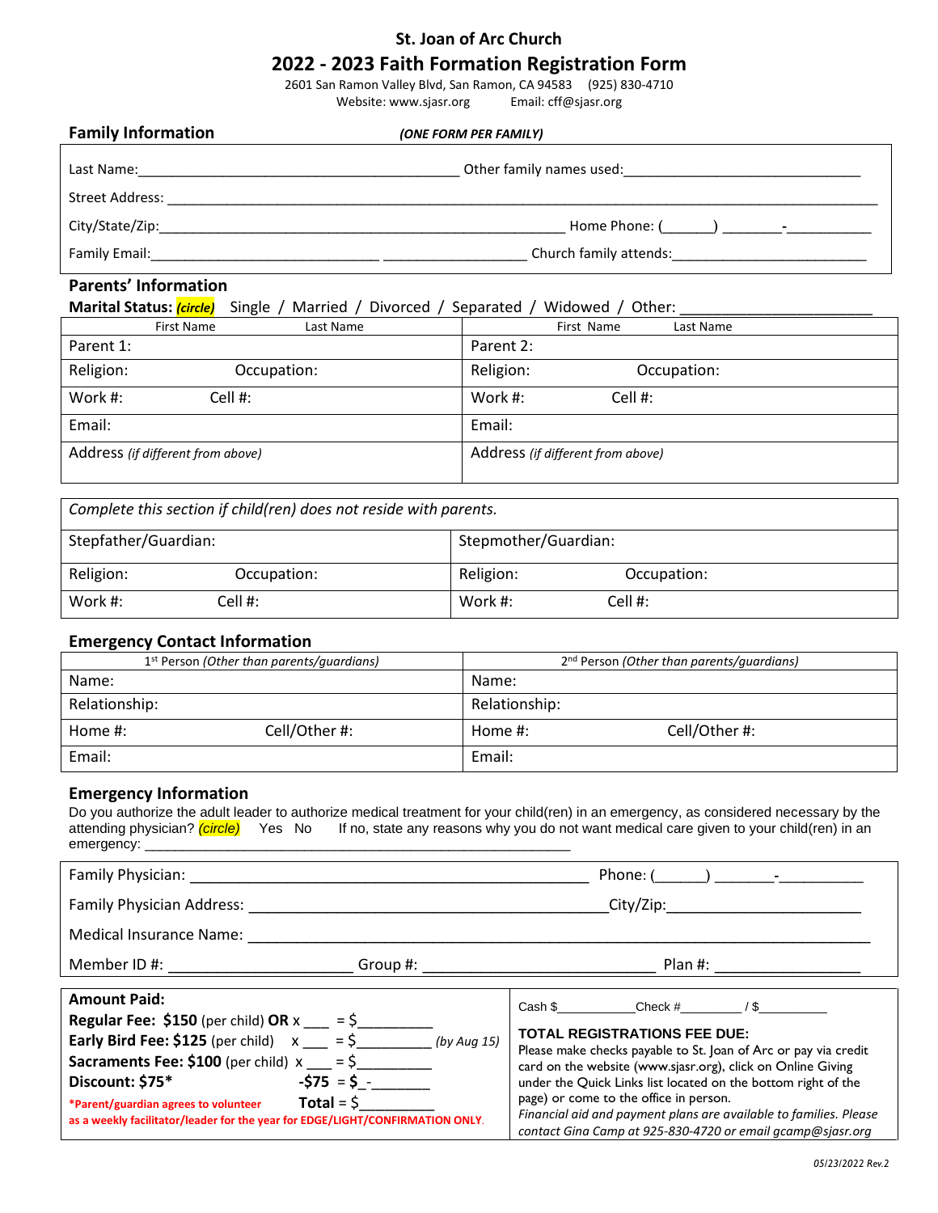# St. Joan of Arc Church

## 2022 - 2023 Faith Formation Registration Form

2601 San Ramon Valley Blvd, San Ramon, CA 94583 (925) 830-4710
Website: www.sjasr.org Email: cff@sjasr.org

### Family Information *(ONE FORM PER FAMILY)*

Last Name:__________________________________________ Other family names used:______________________________

Street Address: ____________________________________________________________________________________________

City/State/Zip:_______________________________________________________ Home Phone: (______) _______-__________

Family Email:______________________________ __________________ Church family attends:_________________________

### Parents' Information

**Marital Status:** ***(circle)*** Single / Married / Divorced / Separated / Widowed / Other: ______________________

| First Name Last Name | First Name Last Name |
|---|---|
| Parent 1: | Parent 2: |
| Religion: Occupation: | Religion: Occupation: |
| Work #: Cell #: | Work #: Cell #: |
| Email: | Email: |
| Address *(if different from above)* | Address *(if different from above)* |

| *Complete this section if child(ren) does not reside with parents.* | |
|---|---|
| Stepfather/Guardian: | Stepmother/Guardian: |
| Religion: Occupation: | Religion: Occupation: |
| Work #: Cell #: | Work #: Cell #: |

### Emergency Contact Information

| 1st Person *(Other than parents/guardians)* | 2nd Person *(Other than parents/guardians)* |
|---|---|
| Name: | Name: |
| Relationship: | Relationship: |
| Home #: Cell/Other #: | Home #: Cell/Other #: |
| Email: | Email: |

### Emergency Information

Do you authorize the adult leader to authorize medical treatment for your child(ren) in an emergency, as considered necessary by the attending physician? *(circle)* Yes No If no, state any reasons why you do not want medical care given to your child(ren) in an emergency: ________________________________________________________

Family Physician: ________________________________________________ Phone: (______) _______-__________

Family Physician Address: __________________________________________City/Zip:_______________________

Medical Insurance Name: ________________________________________________________________________

Member ID #: _____________________ Group #: ___________________________ Plan #: _________________

**Amount Paid:**

**Regular Fee: $150** (per child) **OR** x ___ = $_________

**Early Bird Fee: $125** (per child) x ___ = $_________ *(by Aug 15)*

**Sacraments Fee: $100** (per child) x ___ = $_________

**Discount: $75*** **-$75** = **$**_-_______

***Parent/guardian agrees to volunteer** **Total** = $_________
**as a weekly facilitator/leader for the year for EDGE/LIGHT/CONFIRMATION ONLY**.

Cash $__________Check #________ / $_________

**TOTAL REGISTRATIONS FEE DUE:**
Please make checks payable to St. Joan of Arc or pay via credit card on the website (www.sjasr.org), click on Online Giving under the Quick Links list located on the bottom right of the page) or come to the office in person.
*Financial aid and payment plans are available to families. Please contact Gina Camp at 925-830-4720 or email gcamp@sjasr.org*

*05/23/2022 Rev.2*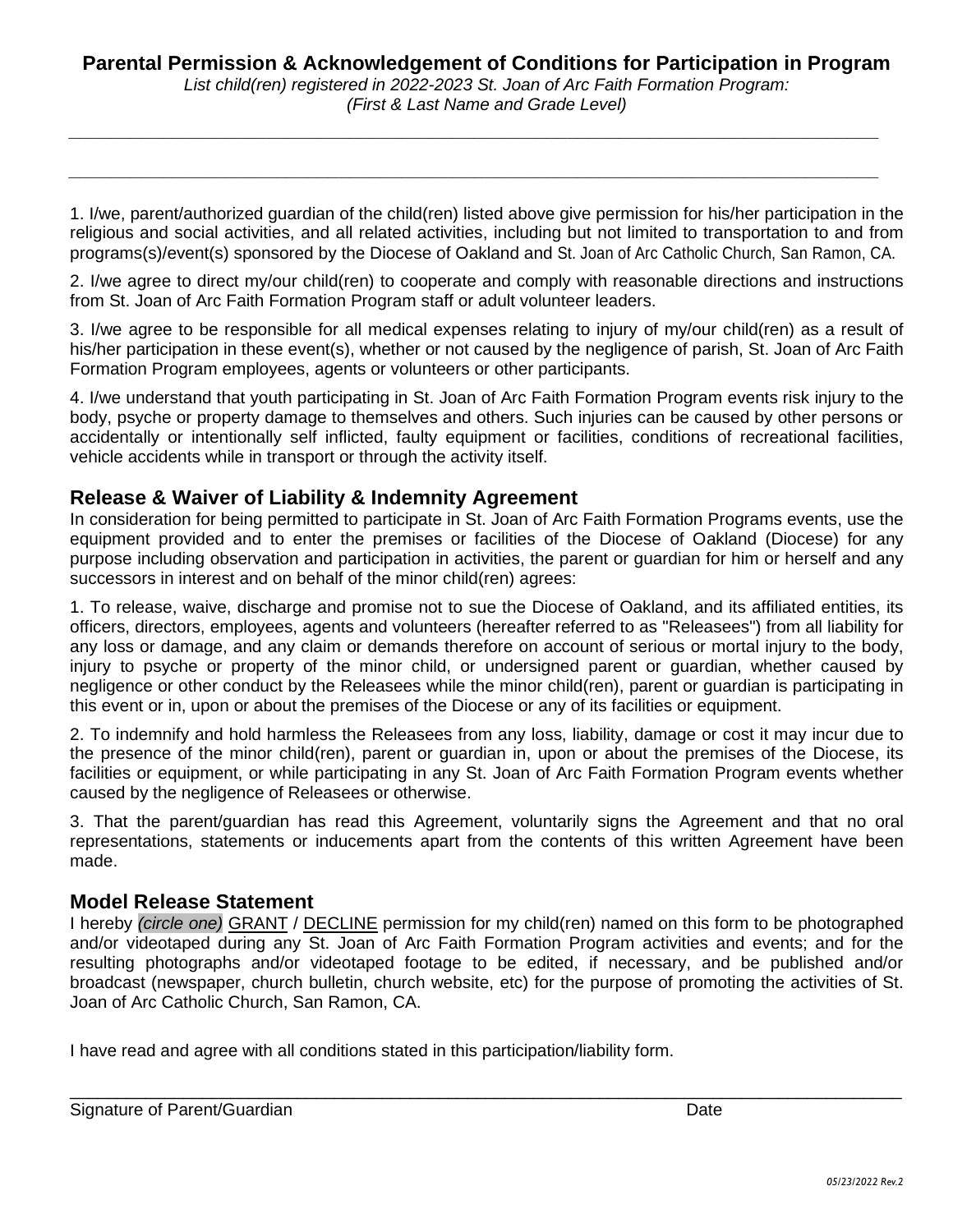## Parental Permission & Acknowledgement of Conditions for Participation in Program

*List child(ren) registered in 2022-2023 St. Joan of Arc Faith Formation Program:*
*(First & Last Name and Grade Level)*

\_\_\_\_\_\_\_\_\_\_\_\_\_\_\_\_\_\_\_\_\_\_\_\_\_\_\_\_\_\_\_\_\_\_\_\_\_\_\_\_\_\_\_\_\_\_\_\_\_\_\_\_\_\_\_\_\_\_\_\_\_\_\_\_\_\_\_\_\_\_\_\_\_\_\_\_\_\_

\_\_\_\_\_\_\_\_\_\_\_\_\_\_\_\_\_\_\_\_\_\_\_\_\_\_\_\_\_\_\_\_\_\_\_\_\_\_\_\_\_\_\_\_\_\_\_\_\_\_\_\_\_\_\_\_\_\_\_\_\_\_\_\_\_\_\_\_\_\_\_\_\_\_\_\_\_\_

1. I/we, parent/authorized guardian of the child(ren) listed above give permission for his/her participation in the religious and social activities, and all related activities, including but not limited to transportation to and from programs(s)/event(s) sponsored by the Diocese of Oakland and St. Joan of Arc Catholic Church, San Ramon, CA.

2. I/we agree to direct my/our child(ren) to cooperate and comply with reasonable directions and instructions from St. Joan of Arc Faith Formation Program staff or adult volunteer leaders.

3. I/we agree to be responsible for all medical expenses relating to injury of my/our child(ren) as a result of his/her participation in these event(s), whether or not caused by the negligence of parish, St. Joan of Arc Faith Formation Program employees, agents or volunteers or other participants.

4. I/we understand that youth participating in St. Joan of Arc Faith Formation Program events risk injury to the body, psyche or property damage to themselves and others. Such injuries can be caused by other persons or accidentally or intentionally self inflicted, faulty equipment or facilities, conditions of recreational facilities, vehicle accidents while in transport or through the activity itself.

### Release & Waiver of Liability & Indemnity Agreement

In consideration for being permitted to participate in St. Joan of Arc Faith Formation Programs events, use the equipment provided and to enter the premises or facilities of the Diocese of Oakland (Diocese) for any purpose including observation and participation in activities, the parent or guardian for him or herself and any successors in interest and on behalf of the minor child(ren) agrees:

1. To release, waive, discharge and promise not to sue the Diocese of Oakland, and its affiliated entities, its officers, directors, employees, agents and volunteers (hereafter referred to as "Releasees") from all liability for any loss or damage, and any claim or demands therefore on account of serious or mortal injury to the body, injury to psyche or property of the minor child, or undersigned parent or guardian, whether caused by negligence or other conduct by the Releasees while the minor child(ren), parent or guardian is participating in this event or in, upon or about the premises of the Diocese or any of its facilities or equipment.

2. To indemnify and hold harmless the Releasees from any loss, liability, damage or cost it may incur due to the presence of the minor child(ren), parent or guardian in, upon or about the premises of the Diocese, its facilities or equipment, or while participating in any St. Joan of Arc Faith Formation Program events whether caused by the negligence of Releasees or otherwise.

3. That the parent/guardian has read this Agreement, voluntarily signs the Agreement and that no oral representations, statements or inducements apart from the contents of this written Agreement have been made.

### Model Release Statement

I hereby ***(circle one)*** GRANT / DECLINE permission for my child(ren) named on this form to be photographed and/or videotaped during any St. Joan of Arc Faith Formation Program activities and events; and for the resulting photographs and/or videotaped footage to be edited, if necessary, and be published and/or broadcast (newspaper, church bulletin, church website, etc) for the purpose of promoting the activities of St. Joan of Arc Catholic Church, San Ramon, CA.

I have read and agree with all conditions stated in this participation/liability form.

\_\_\_\_\_\_\_\_\_\_\_\_\_\_\_\_\_\_\_\_\_\_\_\_\_\_\_\_\_\_\_\_\_\_\_\_\_\_\_\_\_\_\_\_\_\_\_\_\_\_\_\_\_\_\_\_\_\_\_\_\_\_\_\_\_\_\_\_\_\_\_\_\_\_\_\_\_\_

Signature of Parent/Guardian                                                                                   Date

*05/23/2022 Rev.2*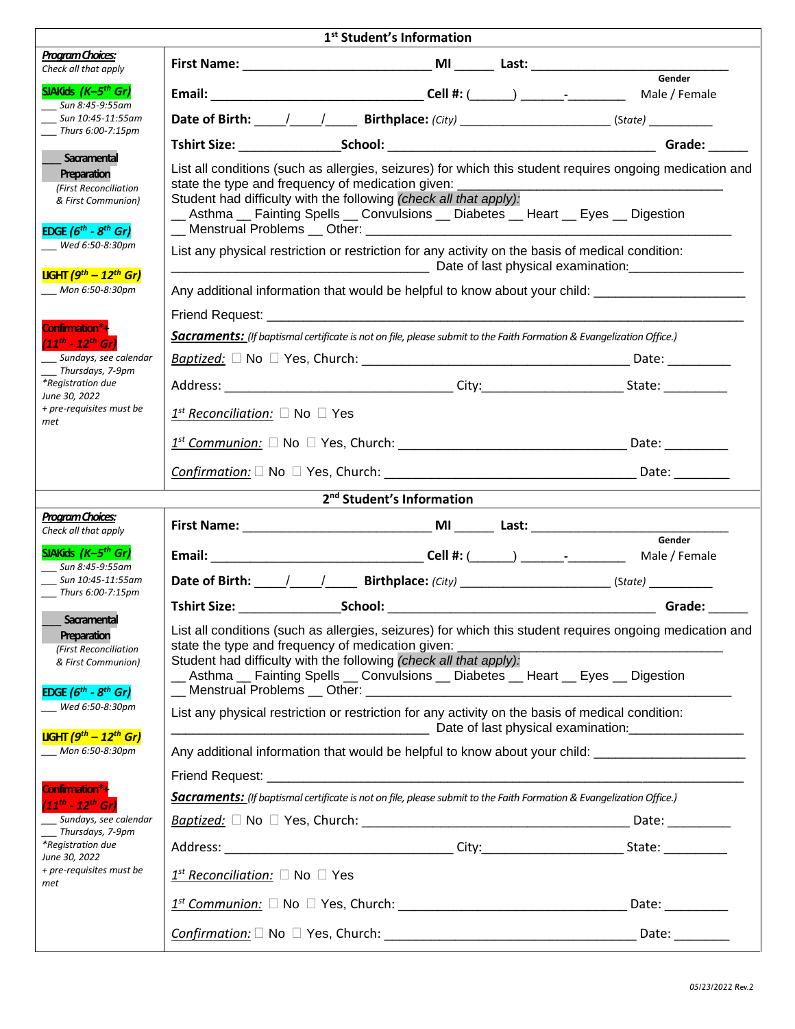## 1st Student's Information

***Program Choices:***
*Check all that apply*

**SJAKids (K–5th Gr)**
___ *Sun 8:45-9:55am*
___ *Sun 10:45-11:55am*
___ *Thurs 6:00-7:15pm*

___ **Sacramental Preparation**
*(First Reconciliation & First Communion)*

**EDGE (6th - 8th Gr)**
___ *Wed 6:50-8:30pm*

**LIGHT (9th – 12th Gr)**
___ *Mon 6:50-8:30pm*

**Confirmation\*+ (11th - 12th Gr)**
___ *Sundays, see calendar*
___ *Thursdays, 7-9pm*
*\*Registration due June 30, 2022*
*+ pre-requisites must be met*

**First Name:** ___________________________ **MI** ______ **Last:** ___________________________

**Email:** _______________________________ **Cell #:** (______) ______-________ **Gender** Male / Female

**Date of Birth:** ____/____/_____ **Birthplace:** *(City)* _____________________ *(State)* _________

**Tshirt Size:** ______________ **School:** _____________________________________ **Grade:** _____

List all conditions (such as allergies, seizures) for which this student requires ongoing medication and state the type and frequency of medication given: ____________________________________
Student had difficulty with the following *(check all that apply):*
__ Asthma __ Fainting Spells __ Convulsions __ Diabetes __ Heart __ Eyes __ Digestion
__ Menstrual Problems __ Other: _____________________________________________________

List any physical restriction or restriction for any activity on the basis of medical condition:
____________________________________ Date of last physical examination:________________

Any additional information that would be helpful to know about your child: _____________________

Friend Request: ______________________________________________________________________

***Sacraments:*** *(If baptismal certificate is not on file, please submit to the Faith Formation & Evangelization Office.)*

*Baptized:* ☐ No ☐ Yes, Church: ______________________________________ Date: _________

Address: ________________________________ City:____________________ State: _________

*1st Reconciliation:* ☐ No ☐ Yes

*1st Communion:* ☐ No ☐ Yes, Church: ________________________________ Date: _________

*Confirmation:* ☐ No ☐ Yes, Church: ____________________________________ Date: ________

## 2nd Student's Information

***Program Choices:***
*Check all that apply*

**SJAKids (K–5th Gr)**
___ *Sun 8:45-9:55am*
___ *Sun 10:45-11:55am*
___ *Thurs 6:00-7:15pm*

___ **Sacramental Preparation**
*(First Reconciliation & First Communion)*

**EDGE (6th - 8th Gr)**
___ *Wed 6:50-8:30pm*

**LIGHT (9th – 12th Gr)**
___ *Mon 6:50-8:30pm*

**Confirmation\*+ (11th - 12th Gr)**
___ *Sundays, see calendar*
___ *Thursdays, 7-9pm*
*\*Registration due June 30, 2022*
*+ pre-requisites must be met*

**First Name:** ___________________________ **MI** ______ **Last:** ___________________________

**Email:** _______________________________ **Cell #:** (______) ______-________ **Gender** Male / Female

**Date of Birth:** ____/____/_____ **Birthplace:** *(City)* _____________________ *(State)* _________

**Tshirt Size:** ______________ **School:** _____________________________________ **Grade:** _____

List all conditions (such as allergies, seizures) for which this student requires ongoing medication and state the type and frequency of medication given: ____________________________________
Student had difficulty with the following *(check all that apply):*
__ Asthma __ Fainting Spells __ Convulsions __ Diabetes __ Heart __ Eyes __ Digestion
__ Menstrual Problems __ Other: _____________________________________________________

List any physical restriction or restriction for any activity on the basis of medical condition:
____________________________________ Date of last physical examination:________________

Any additional information that would be helpful to know about your child: _____________________

Friend Request: ______________________________________________________________________

***Sacraments:*** *(If baptismal certificate is not on file, please submit to the Faith Formation & Evangelization Office.)*

*Baptized:* ☐ No ☐ Yes, Church: ______________________________________ Date: _________

Address: ________________________________ City:____________________ State: _________

*1st Reconciliation:* ☐ No ☐ Yes

*1st Communion:* ☐ No ☐ Yes, Church: ________________________________ Date: _________

*Confirmation:* ☐ No ☐ Yes, Church: ____________________________________ Date: ________

*05/23/2022 Rev.2*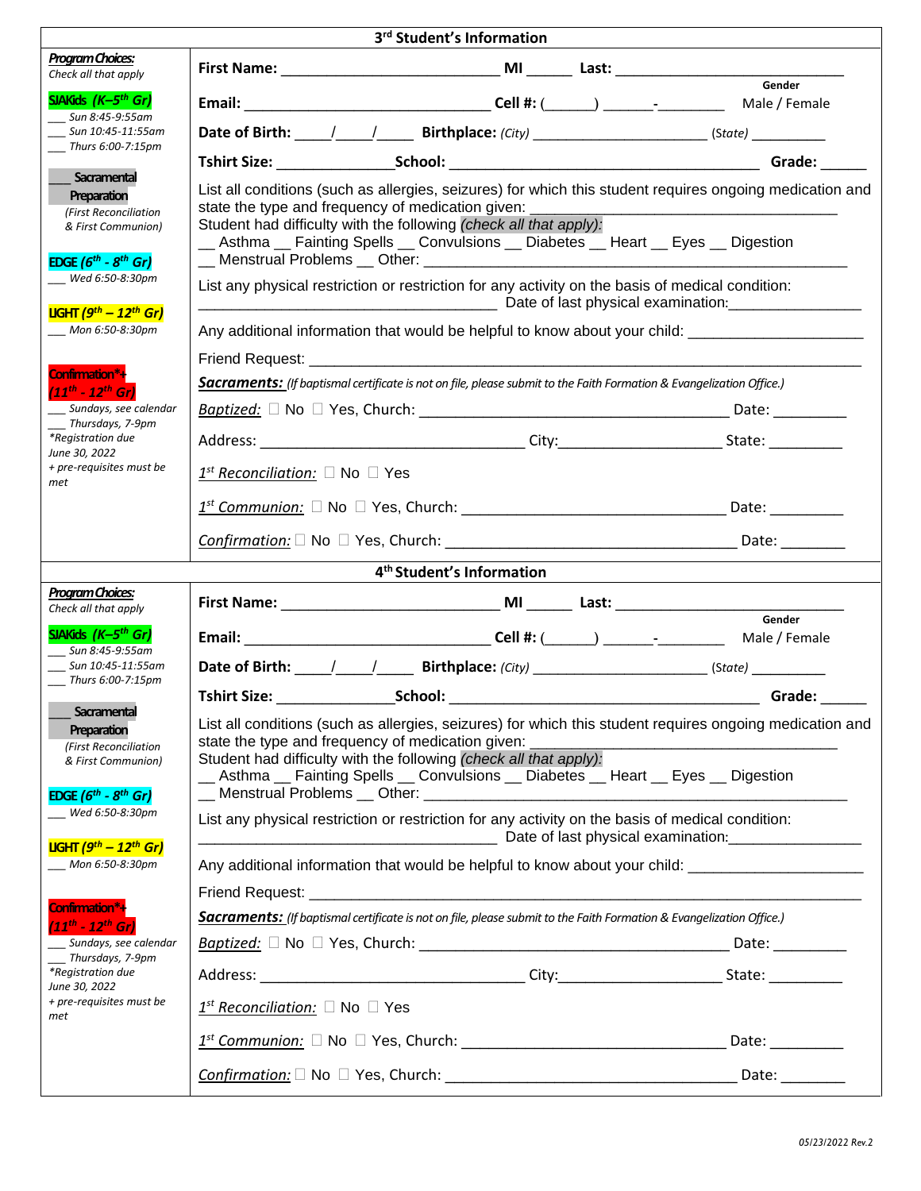## 3rd Student's Information

| Program Choices: | |
|---|---|
| ***Program Choices:*** *Check all that apply* | **First Name:** ___________________________ **MI** ______ **Last:** ____________________________ |
| ***SJAKids (K–5th Gr)*** | **Email:** _______________________________ **Cell #:** (______) ______-_________ Gender: Male / Female |
| ___ *Sun 8:45-9:55am* <br> ___ *Sun 10:45-11:55am* <br> ___ *Thurs 6:00-7:15pm* | **Date of Birth:** ____/____/_____ **Birthplace:** *(City)* ______________________ *(State)* __________ |
| | **Tshirt Size:** ______________ **School:** _______________________________________ **Grade:** ______ |
| ___ **Sacramental Preparation** <br> *(First Reconciliation & First Communion)* | List all conditions (such as allergies, seizures) for which this student requires ongoing medication and state the type and frequency of medication given: ____________________________________ <br> Student had difficulty with the following *(check all that apply)*: <br> __ Asthma __ Fainting Spells __ Convulsions __ Diabetes __ Heart __ Eyes __ Digestion <br> __ Menstrual Problems __ Other: ________________________________________________ |
| ***EDGE (6th - 8th Gr)*** <br> ___ *Wed 6:50-8:30pm* | List any physical restriction or restriction for any activity on the basis of medical condition: <br> ______________________________________ Date of last physical examination:________________ |
| ***LIGHT (9th – 12th Gr)*** <br> ___ *Mon 6:50-8:30pm* | Any additional information that would be helpful to know about your child: ______________________ |
| | Friend Request: _____________________________________________________________________ |
| ***Confirmation*+ (11th - 12th Gr)*** | ***Sacraments:*** *(If baptismal certificate is not on file, please submit to the Faith Formation & Evangelization Office.)* |
| ___ *Sundays, see calendar* <br> ___ *Thursdays, 7-9pm* | *Baptized:* ☐ No ☐ Yes, Church: ________________________________________ Date: _________ |
| *\*Registration due June 30, 2022* | Address: __________________________________ City:_____________________ State: _________ |
| *+ pre-requisites must be met* | *1st Reconciliation:* ☐ No ☐ Yes |
| | *1st Communion:* ☐ No ☐ Yes, Church: __________________________________ Date: _________ |
| | *Confirmation:* ☐ No ☐ Yes, Church: _____________________________________ Date: ________ |

## 4th Student's Information

| Program Choices: | |
|---|---|
| ***Program Choices:*** *Check all that apply* | **First Name:** ___________________________ **MI** ______ **Last:** ____________________________ |
| ***SJAKids (K–5th Gr)*** | **Email:** _______________________________ **Cell #:** (______) ______-_________ Gender: Male / Female |
| ___ *Sun 8:45-9:55am* <br> ___ *Sun 10:45-11:55am* <br> ___ *Thurs 6:00-7:15pm* | **Date of Birth:** ____/____/_____ **Birthplace:** *(City)* ______________________ *(State)* __________ |
| | **Tshirt Size:** ______________ **School:** _______________________________________ **Grade:** ______ |
| ___ **Sacramental Preparation** <br> *(First Reconciliation & First Communion)* | List all conditions (such as allergies, seizures) for which this student requires ongoing medication and state the type and frequency of medication given: ____________________________________ <br> Student had difficulty with the following *(check all that apply)*: <br> __ Asthma __ Fainting Spells __ Convulsions __ Diabetes __ Heart __ Eyes __ Digestion <br> __ Menstrual Problems __ Other: ________________________________________________ |
| ***EDGE (6th - 8th Gr)*** <br> ___ *Wed 6:50-8:30pm* | List any physical restriction or restriction for any activity on the basis of medical condition: <br> ______________________________________ Date of last physical examination:________________ |
| ***LIGHT (9th – 12th Gr)*** <br> ___ *Mon 6:50-8:30pm* | Any additional information that would be helpful to know about your child: ______________________ |
| | Friend Request: _____________________________________________________________________ |
| ***Confirmation*+ (11th - 12th Gr)*** | ***Sacraments:*** *(If baptismal certificate is not on file, please submit to the Faith Formation & Evangelization Office.)* |
| ___ *Sundays, see calendar* <br> ___ *Thursdays, 7-9pm* | *Baptized:* ☐ No ☐ Yes, Church: ________________________________________ Date: _________ |
| *\*Registration due June 30, 2022* | Address: __________________________________ City:_____________________ State: _________ |
| *+ pre-requisites must be met* | *1st Reconciliation:* ☐ No ☐ Yes |
| | *1st Communion:* ☐ No ☐ Yes, Church: __________________________________ Date: _________ |
| | *Confirmation:* ☐ No ☐ Yes, Church: _____________________________________ Date: ________ |

*05/23/2022 Rev.2*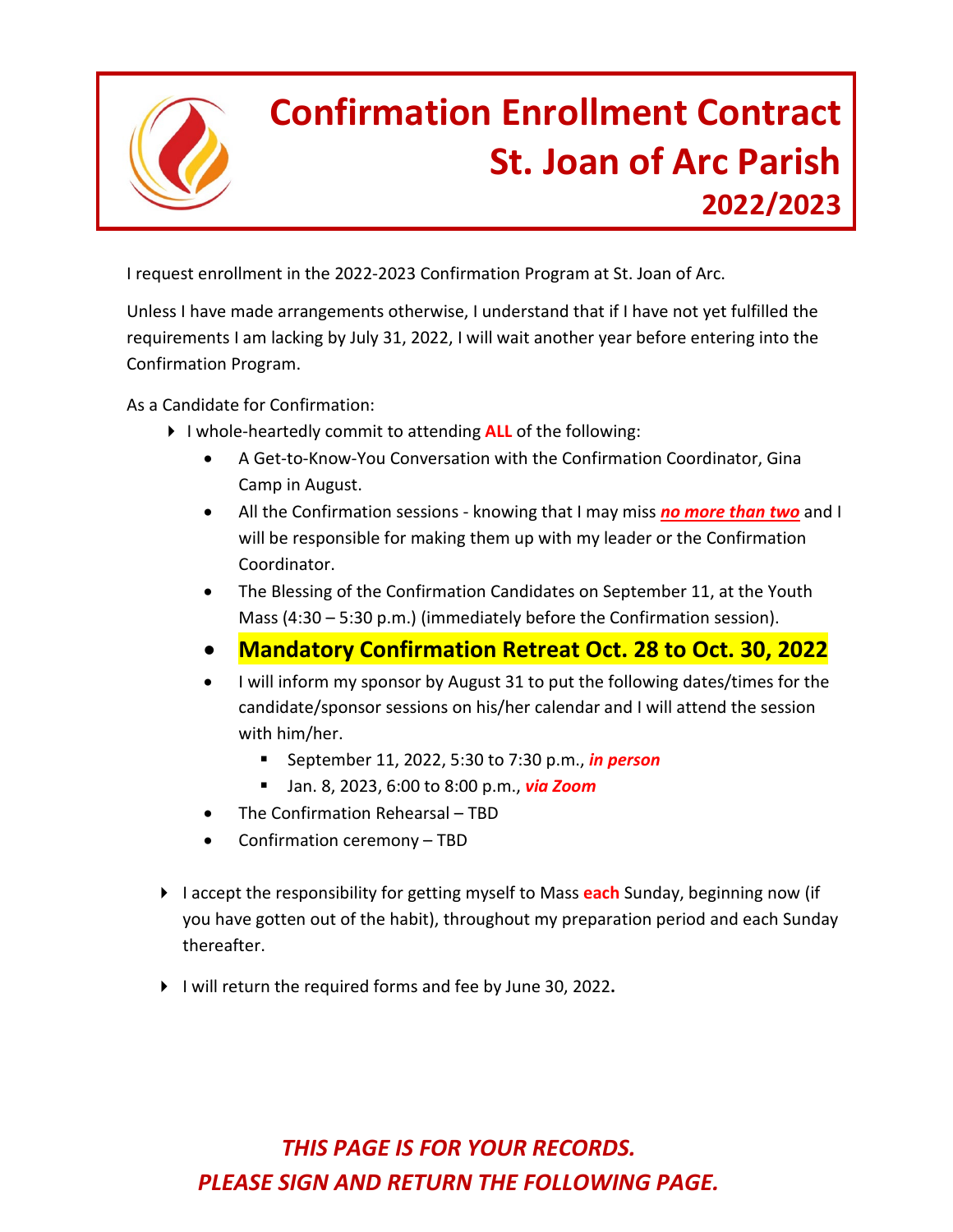# Confirmation Enrollment Contract
# St. Joan of Arc Parish
## 2022/2023

I request enrollment in the 2022-2023 Confirmation Program at St. Joan of Arc.

Unless I have made arrangements otherwise, I understand that if I have not yet fulfilled the requirements I am lacking by July 31, 2022, I will wait another year before entering into the Confirmation Program.

As a Candidate for Confirmation:

- I whole-heartedly commit to attending **ALL** of the following:
  - A Get-to-Know-You Conversation with the Confirmation Coordinator, Gina Camp in August.
  - All the Confirmation sessions - knowing that I may miss ***no more than two*** and I will be responsible for making them up with my leader or the Confirmation Coordinator.
  - The Blessing of the Confirmation Candidates on September 11, at the Youth Mass (4:30 – 5:30 p.m.) (immediately before the Confirmation session).
  - **Mandatory Confirmation Retreat Oct. 28 to Oct. 30, 2022**
  - I will inform my sponsor by August 31 to put the following dates/times for the candidate/sponsor sessions on his/her calendar and I will attend the session with him/her.
    - September 11, 2022, 5:30 to 7:30 p.m., ***in person***
    - Jan. 8, 2023, 6:00 to 8:00 p.m., ***via Zoom***
  - The Confirmation Rehearsal – TBD
  - Confirmation ceremony – TBD

- I accept the responsibility for getting myself to Mass **each** Sunday, beginning now (if you have gotten out of the habit), throughout my preparation period and each Sunday thereafter.

- I will return the required forms and fee by June 30, 2022**.**

***THIS PAGE IS FOR YOUR RECORDS.***
***PLEASE SIGN AND RETURN THE FOLLOWING PAGE.***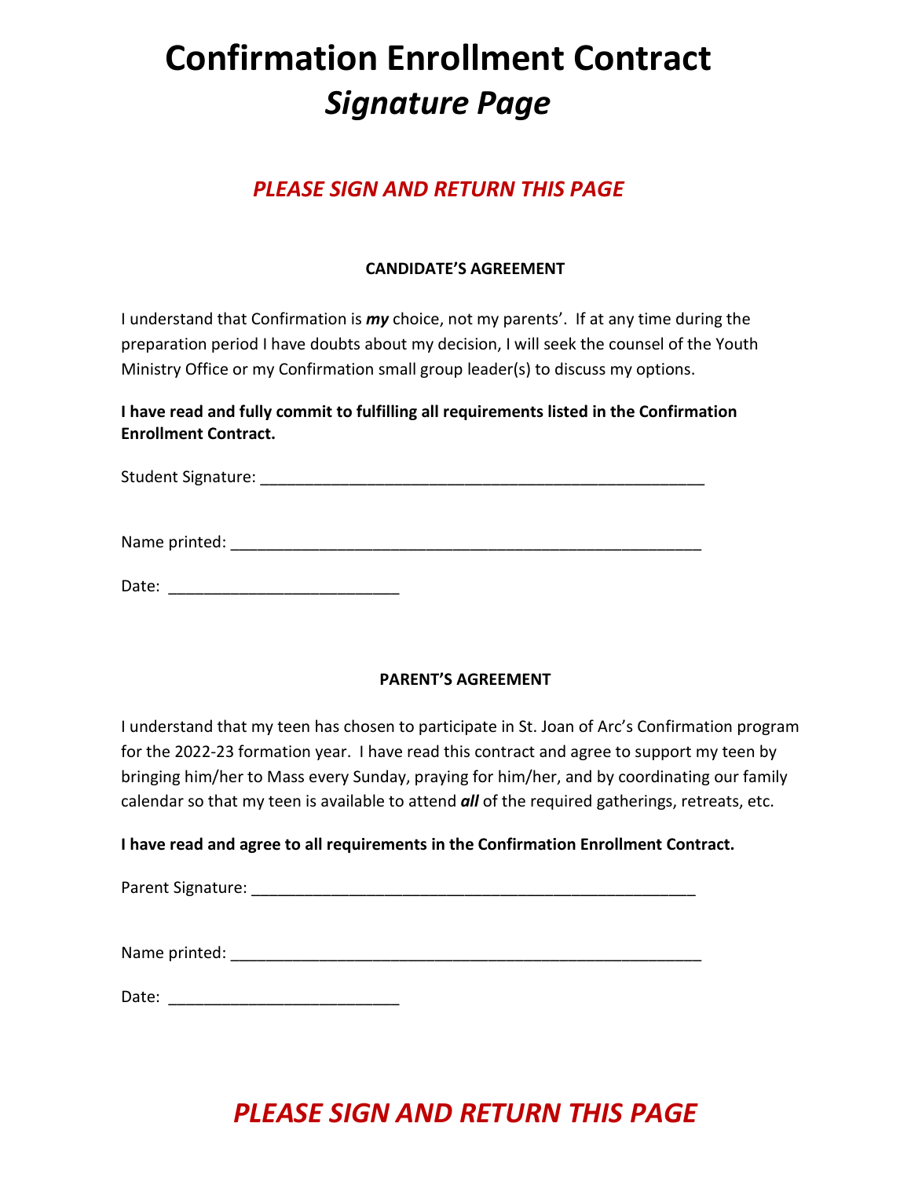# Confirmation Enrollment Contract
# *Signature Page*

***PLEASE SIGN AND RETURN THIS PAGE***

**CANDIDATE'S AGREEMENT**

I understand that Confirmation is ***my*** choice, not my parents'. If at any time during the preparation period I have doubts about my decision, I will seek the counsel of the Youth Ministry Office or my Confirmation small group leader(s) to discuss my options.

**I have read and fully commit to fulfilling all requirements listed in the Confirmation Enrollment Contract.**

Student Signature: ___________________________________________________

Name printed: ______________________________________________________

Date: ___________________________

**PARENT'S AGREEMENT**

I understand that my teen has chosen to participate in St. Joan of Arc's Confirmation program for the 2022-23 formation year. I have read this contract and agree to support my teen by bringing him/her to Mass every Sunday, praying for him/her, and by coordinating our family calendar so that my teen is available to attend ***all*** of the required gatherings, retreats, etc.

**I have read and agree to all requirements in the Confirmation Enrollment Contract.**

Parent Signature: ___________________________________________________

Name printed: ______________________________________________________

Date: ___________________________

***PLEASE SIGN AND RETURN THIS PAGE***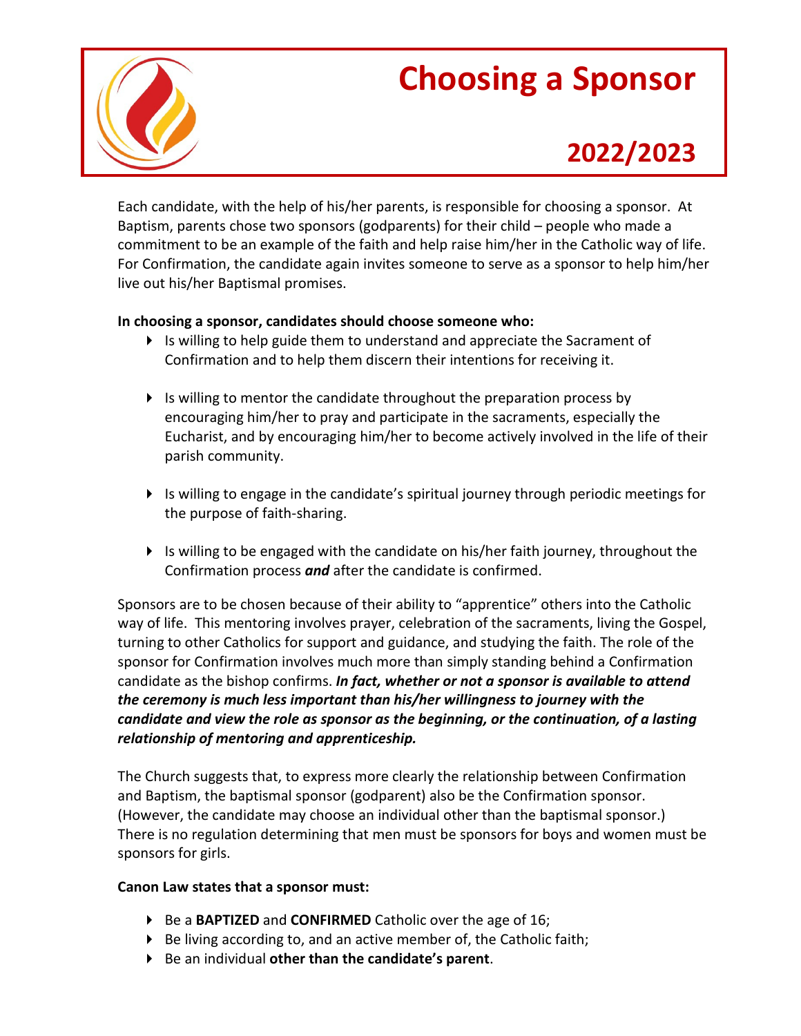# Choosing a Sponsor

## 2022/2023

Each candidate, with the help of his/her parents, is responsible for choosing a sponsor. At Baptism, parents chose two sponsors (godparents) for their child – people who made a commitment to be an example of the faith and help raise him/her in the Catholic way of life. For Confirmation, the candidate again invites someone to serve as a sponsor to help him/her live out his/her Baptismal promises.

**In choosing a sponsor, candidates should choose someone who:**

- Is willing to help guide them to understand and appreciate the Sacrament of Confirmation and to help them discern their intentions for receiving it.
- Is willing to mentor the candidate throughout the preparation process by encouraging him/her to pray and participate in the sacraments, especially the Eucharist, and by encouraging him/her to become actively involved in the life of their parish community.
- Is willing to engage in the candidate's spiritual journey through periodic meetings for the purpose of faith-sharing.
- Is willing to be engaged with the candidate on his/her faith journey, throughout the Confirmation process ***and*** after the candidate is confirmed.

Sponsors are to be chosen because of their ability to "apprentice" others into the Catholic way of life. This mentoring involves prayer, celebration of the sacraments, living the Gospel, turning to other Catholics for support and guidance, and studying the faith. The role of the sponsor for Confirmation involves much more than simply standing behind a Confirmation candidate as the bishop confirms. ***In fact, whether or not a sponsor is available to attend the ceremony is much less important than his/her willingness to journey with the candidate and view the role as sponsor as the beginning, or the continuation, of a lasting relationship of mentoring and apprenticeship.***

The Church suggests that, to express more clearly the relationship between Confirmation and Baptism, the baptismal sponsor (godparent) also be the Confirmation sponsor. (However, the candidate may choose an individual other than the baptismal sponsor.) There is no regulation determining that men must be sponsors for boys and women must be sponsors for girls.

**Canon Law states that a sponsor must:**

- Be a **BAPTIZED** and **CONFIRMED** Catholic over the age of 16;
- Be living according to, and an active member of, the Catholic faith;
- Be an individual **other than the candidate's parent**.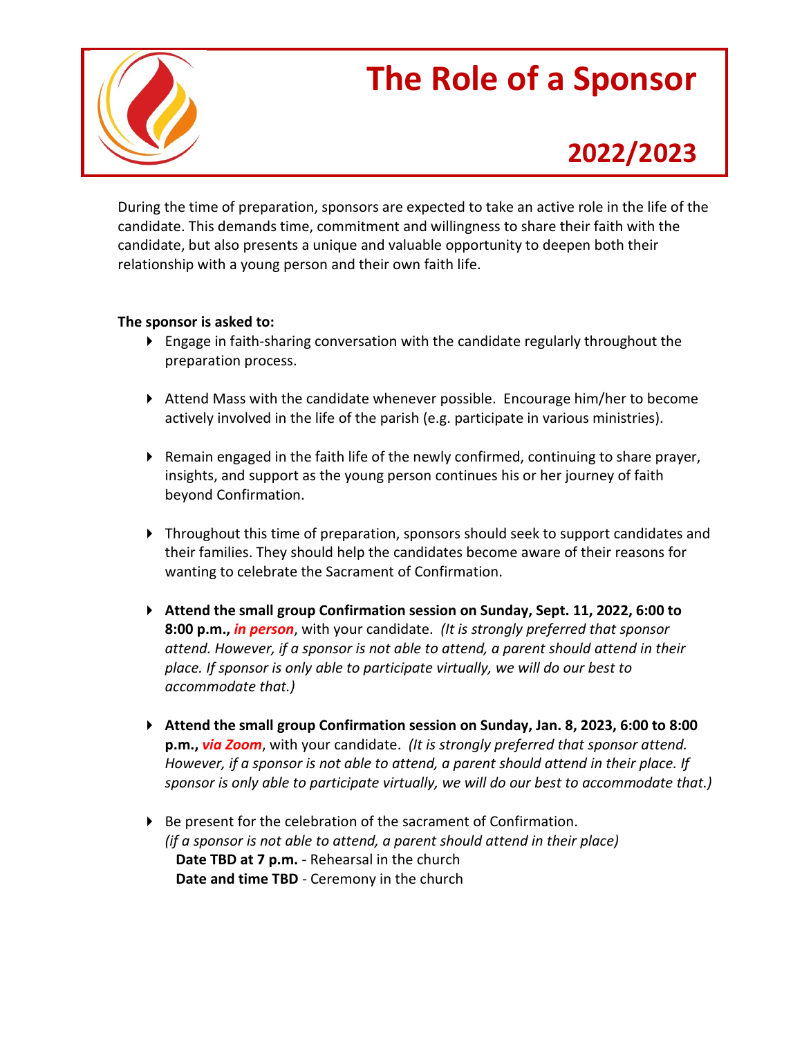# The Role of a Sponsor

## 2022/2023

During the time of preparation, sponsors are expected to take an active role in the life of the candidate. This demands time, commitment and willingness to share their faith with the candidate, but also presents a unique and valuable opportunity to deepen both their relationship with a young person and their own faith life.

**The sponsor is asked to:**

- Engage in faith-sharing conversation with the candidate regularly throughout the preparation process.
- Attend Mass with the candidate whenever possible. Encourage him/her to become actively involved in the life of the parish (e.g. participate in various ministries).
- Remain engaged in the faith life of the newly confirmed, continuing to share prayer, insights, and support as the young person continues his or her journey of faith beyond Confirmation.
- Throughout this time of preparation, sponsors should seek to support candidates and their families. They should help the candidates become aware of their reasons for wanting to celebrate the Sacrament of Confirmation.
- **Attend the small group Confirmation session on Sunday, Sept. 11, 2022, 6:00 to 8:00 p.m., *in person***, with your candidate. *(It is strongly preferred that sponsor attend. However, if a sponsor is not able to attend, a parent should attend in their place. If sponsor is only able to participate virtually, we will do our best to accommodate that.)*
- **Attend the small group Confirmation session on Sunday, Jan. 8, 2023, 6:00 to 8:00 p.m., *via Zoom***, with your candidate. *(It is strongly preferred that sponsor attend. However, if a sponsor is not able to attend, a parent should attend in their place. If sponsor is only able to participate virtually, we will do our best to accommodate that.)*
- Be present for the celebration of the sacrament of Confirmation.
  *(if a sponsor is not able to attend, a parent should attend in their place)*
  **Date TBD at 7 p.m.** - Rehearsal in the church
  **Date and time TBD** - Ceremony in the church